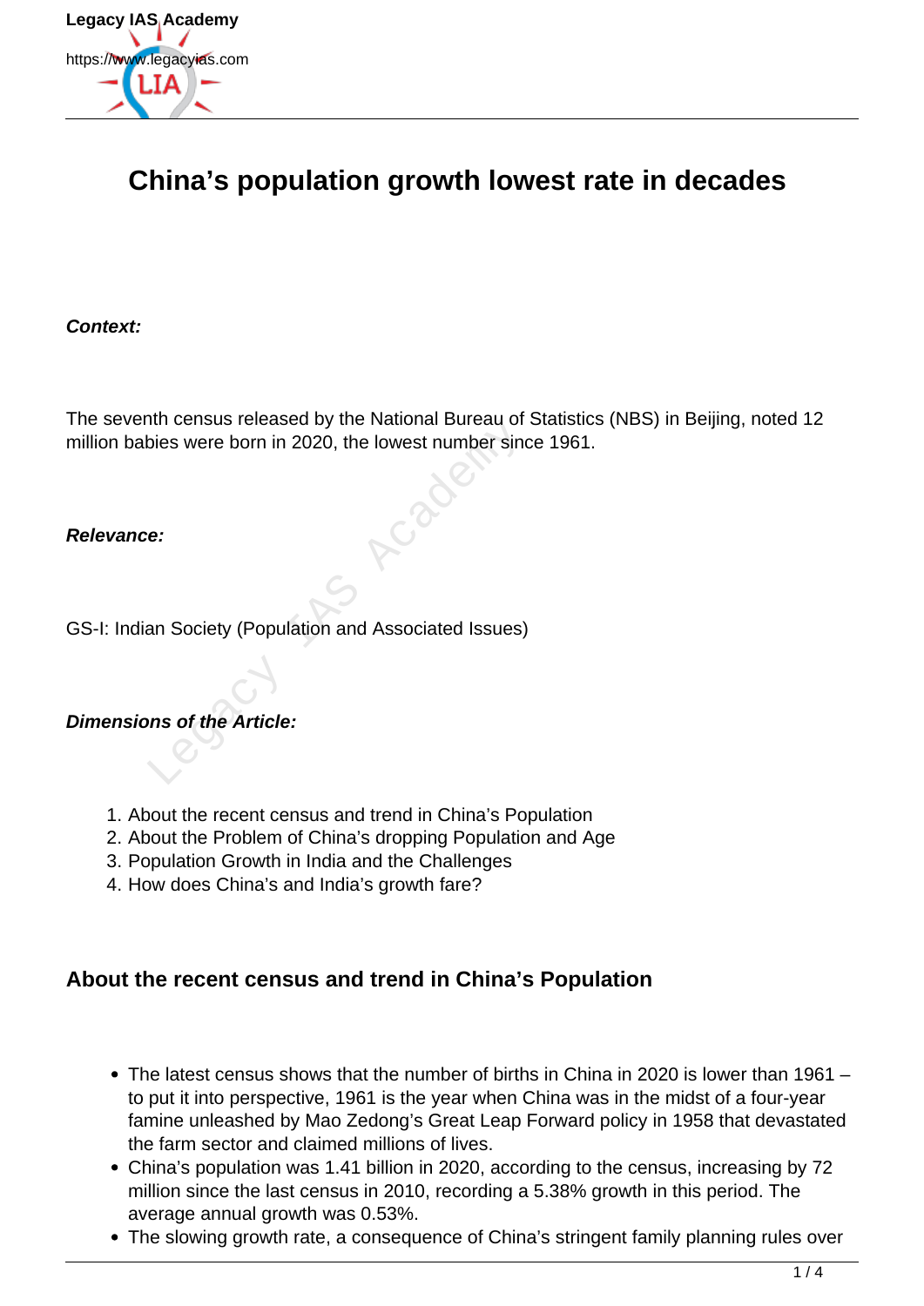# China's population growth lowest rate in decades

***Context:***

The seventh census released by the National Bureau of Statistics (NBS) in Beijing, noted 12 million babies were born in 2020, the lowest number since 1961.

***Relevance:***

GS-I: Indian Society (Population and Associated Issues)

***Dimensions of the Article:***

1. About the recent census and trend in China's Population
2. About the Problem of China's dropping Population and Age
3. Population Growth in India and the Challenges
4. How does China's and India's growth fare?

## About the recent census and trend in China's Population

- The latest census shows that the number of births in China in 2020 is lower than 1961 – to put it into perspective, 1961 is the year when China was in the midst of a four-year famine unleashed by Mao Zedong's Great Leap Forward policy in 1958 that devastated the farm sector and claimed millions of lives.
- China's population was 1.41 billion in 2020, according to the census, increasing by 72 million since the last census in 2010, recording a 5.38% growth in this period. The average annual growth was 0.53%.
- The slowing growth rate, a consequence of China's stringent family planning rules over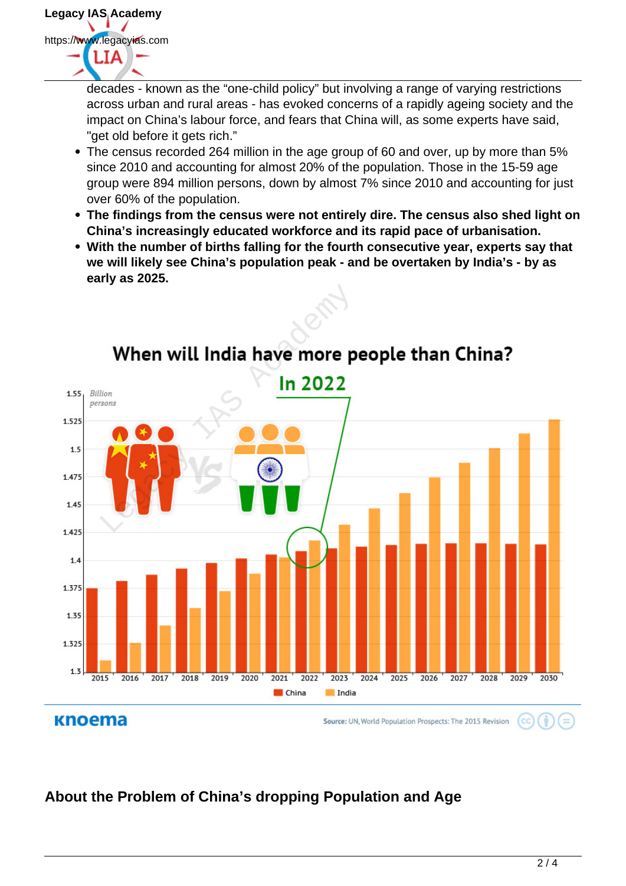decades - known as the “one-child policy” but involving a range of varying restrictions across urban and rural areas - has evoked concerns of a rapidly ageing society and the impact on China’s labour force, and fears that China will, as some experts have said, "get old before it gets rich."

- The census recorded 264 million in the age group of 60 and over, up by more than 5% since 2010 and accounting for almost 20% of the population. Those in the 15-59 age group were 894 million persons, down by almost 7% since 2010 and accounting for just over 60% of the population.
- **The findings from the census were not entirely dire. The census also shed light on China’s increasingly educated workforce and its rapid pace of urbanisation.**
- **With the number of births falling for the fourth consecutive year, experts say that we will likely see China’s population peak - and be overtaken by India’s - by as early as 2025.**

**When will India have more people than China?**

**In 2022**

Source: UN, World Population Prospects: The 2015 Revision

## About the Problem of China’s dropping Population and Age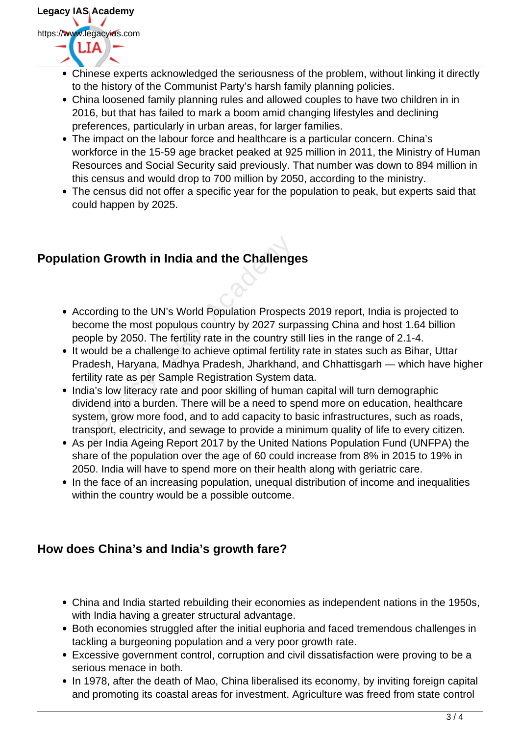- Chinese experts acknowledged the seriousness of the problem, without linking it directly to the history of the Communist Party's harsh family planning policies.
- China loosened family planning rules and allowed couples to have two children in in 2016, but that has failed to mark a boom amid changing lifestyles and declining preferences, particularly in urban areas, for larger families.
- The impact on the labour force and healthcare is a particular concern. China's workforce in the 15-59 age bracket peaked at 925 million in 2011, the Ministry of Human Resources and Social Security said previously. That number was down to 894 million in this census and would drop to 700 million by 2050, according to the ministry.
- The census did not offer a specific year for the population to peak, but experts said that could happen by 2025.

## Population Growth in India and the Challenges

- According to the UN's World Population Prospects 2019 report, India is projected to become the most populous country by 2027 surpassing China and host 1.64 billion people by 2050. The fertility rate in the country still lies in the range of 2.1-4.
- It would be a challenge to achieve optimal fertility rate in states such as Bihar, Uttar Pradesh, Haryana, Madhya Pradesh, Jharkhand, and Chhattisgarh — which have higher fertility rate as per Sample Registration System data.
- India's low literacy rate and poor skilling of human capital will turn demographic dividend into a burden. There will be a need to spend more on education, healthcare system, grow more food, and to add capacity to basic infrastructures, such as roads, transport, electricity, and sewage to provide a minimum quality of life to every citizen.
- As per India Ageing Report 2017 by the United Nations Population Fund (UNFPA) the share of the population over the age of 60 could increase from 8% in 2015 to 19% in 2050. India will have to spend more on their health along with geriatric care.
- In the face of an increasing population, unequal distribution of income and inequalities within the country would be a possible outcome.

## How does China's and India's growth fare?

- China and India started rebuilding their economies as independent nations in the 1950s, with India having a greater structural advantage.
- Both economies struggled after the initial euphoria and faced tremendous challenges in tackling a burgeoning population and a very poor growth rate.
- Excessive government control, corruption and civil dissatisfaction were proving to be a serious menace in both.
- In 1978, after the death of Mao, China liberalised its economy, by inviting foreign capital and promoting its coastal areas for investment. Agriculture was freed from state control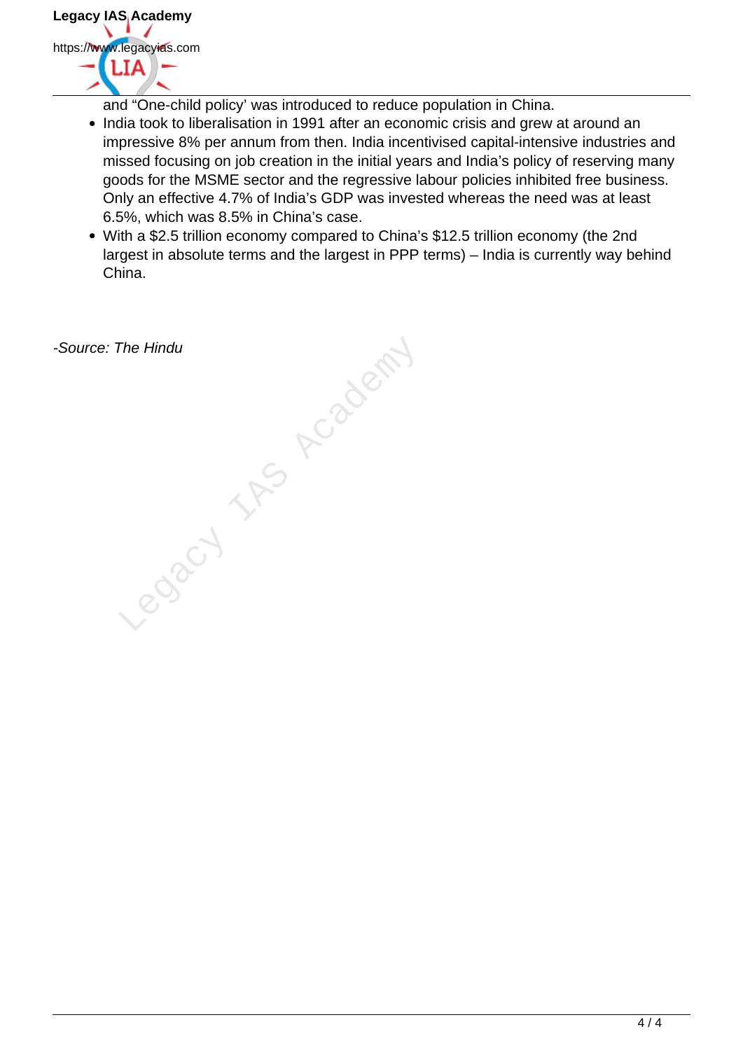and “One-child policy’ was introduced to reduce population in China.

- India took to liberalisation in 1991 after an economic crisis and grew at around an impressive 8% per annum from then. India incentivised capital-intensive industries and missed focusing on job creation in the initial years and India’s policy of reserving many goods for the MSME sector and the regressive labour policies inhibited free business. Only an effective 4.7% of India’s GDP was invested whereas the need was at least 6.5%, which was 8.5% in China’s case.
- With a $2.5 trillion economy compared to China’s $12.5 trillion economy (the 2nd largest in absolute terms and the largest in PPP terms) – India is currently way behind China.

*-Source: The Hindu*